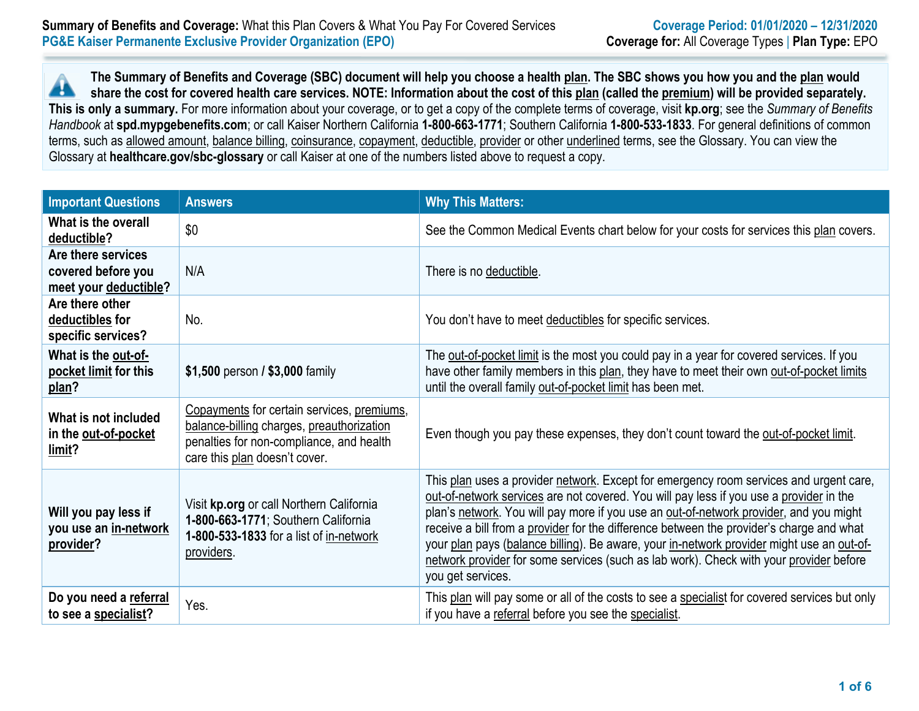**Summary of Benefits and Coverage:** What this Plan Covers & What You Pay For Covered Services
**PG&E Kaiser Permanente Exclusive Provider Organization (EPO)**

**Coverage Period: 01/01/2020 – 12/31/2020**
**Coverage for:** All Coverage Types | **Plan Type:** EPO

**The Summary of Benefits and Coverage (SBC) document will help you choose a health plan. The SBC shows you how you and the plan would share the cost for covered health care services. NOTE: Information about the cost of this plan (called the premium) will be provided separately. This is only a summary.** For more information about your coverage, or to get a copy of the complete terms of coverage, visit **kp.org**; see the *Summary of Benefits Handbook* at **spd.mypgebenefits.com**; or call Kaiser Northern California **1-800-663-1771**; Southern California **1-800-533-1833**. For general definitions of common terms, such as allowed amount, balance billing, coinsurance, copayment, deductible, provider or other underlined terms, see the Glossary. You can view the Glossary at **healthcare.gov/sbc-glossary** or call Kaiser at one of the numbers listed above to request a copy.

| Important Questions | Answers | Why This Matters: |
|---|---|---|
| **What is the overall deductible?** | $0 | See the Common Medical Events chart below for your costs for services this plan covers. |
| **Are there services covered before you meet your deductible?** | N/A | There is no deductible. |
| **Are there other deductibles for specific services?** | No. | You don't have to meet deductibles for specific services. |
| **What is the out-of-pocket limit for this plan?** | **$1,500** person / **$3,000** family | The out-of-pocket limit is the most you could pay in a year for covered services. If you have other family members in this plan, they have to meet their own out-of-pocket limits until the overall family out-of-pocket limit has been met. |
| **What is not included in the out-of-pocket limit?** | Copayments for certain services, premiums, balance-billing charges, preauthorization penalties for non-compliance, and health care this plan doesn't cover. | Even though you pay these expenses, they don't count toward the out-of-pocket limit. |
| **Will you pay less if you use an in-network provider?** | Visit **kp.org** or call Northern California **1-800-663-1771**; Southern California **1-800-533-1833** for a list of in-network providers. | This plan uses a provider network. Except for emergency room services and urgent care, out-of-network services are not covered. You will pay less if you use a provider in the plan's network. You will pay more if you use an out-of-network provider, and you might receive a bill from a provider for the difference between the provider's charge and what your plan pays (balance billing). Be aware, your in-network provider might use an out-of-network provider for some services (such as lab work). Check with your provider before you get services. |
| **Do you need a referral to see a specialist?** | Yes. | This plan will pay some or all of the costs to see a specialist for covered services but only if you have a referral before you see the specialist. |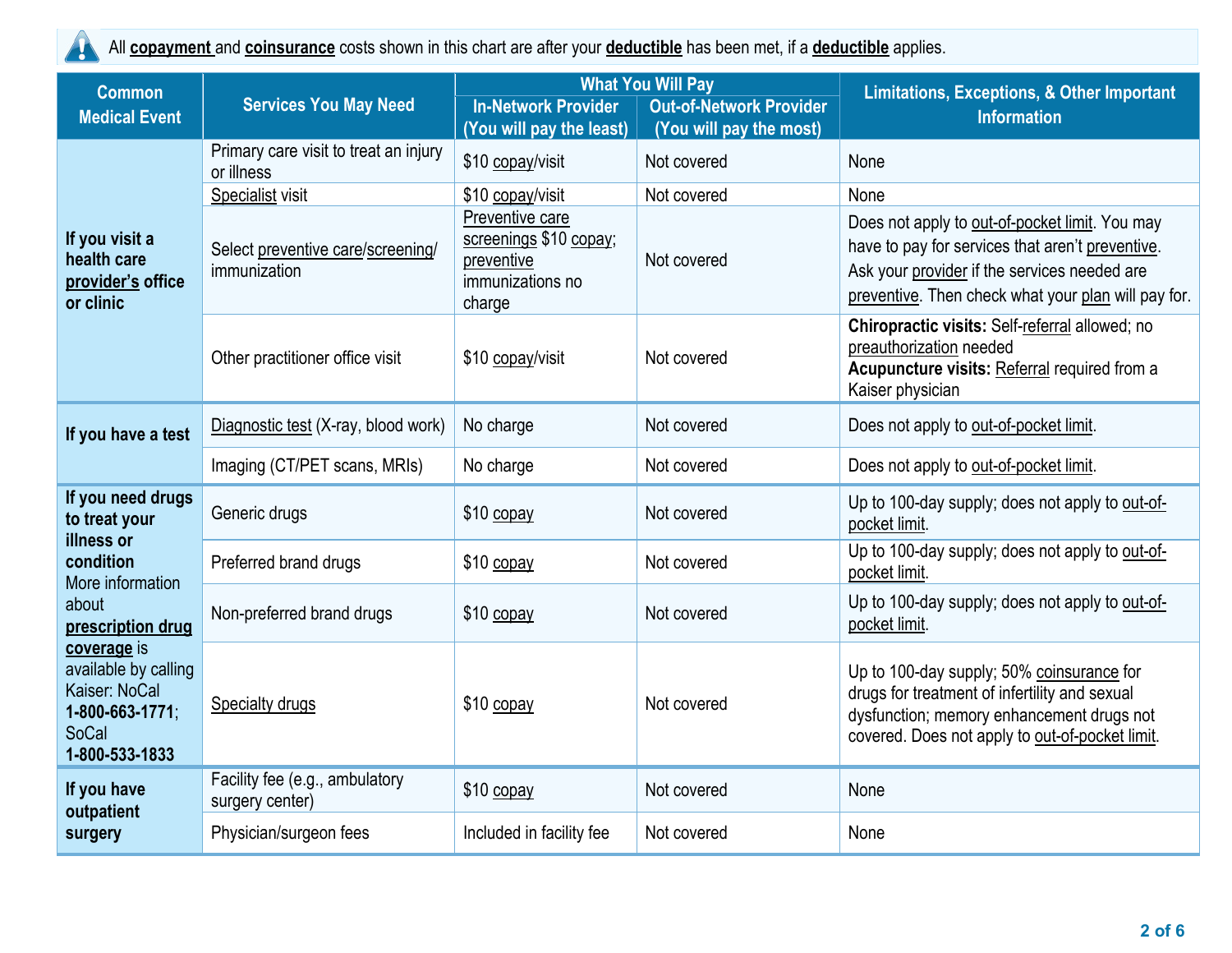All **copayment** and **coinsurance** costs shown in this chart are after your **deductible** has been met, if a **deductible** applies.

| Common Medical Event | Services You May Need | What You Will Pay | | Limitations, Exceptions, & Other Important Information |
|---|---|---|---|---|
| | | In-Network Provider (You will pay the least) | Out-of-Network Provider (You will pay the most) | |
| **If you visit a health care provider's office or clinic** | Primary care visit to treat an injury or illness | $10 copay/visit | Not covered | None |
| | Specialist visit | $10 copay/visit | Not covered | None |
| | Select preventive care/screening/ immunization | Preventive care screenings $10 copay; preventive immunizations no charge | Not covered | Does not apply to out-of-pocket limit. You may have to pay for services that aren't preventive. Ask your provider if the services needed are preventive. Then check what your plan will pay for. |
| | Other practitioner office visit | $10 copay/visit | Not covered | **Chiropractic visits:** Self-referral allowed; no preauthorization needed **Acupuncture visits:** Referral required from a Kaiser physician |
| **If you have a test** | Diagnostic test (X-ray, blood work) | No charge | Not covered | Does not apply to out-of-pocket limit. |
| | Imaging (CT/PET scans, MRIs) | No charge | Not covered | Does not apply to out-of-pocket limit. |
| **If you need drugs to treat your illness or condition** More information about **prescription drug coverage** is available by calling Kaiser: NoCal **1-800-663-1771**; SoCal **1-800-533-1833** | Generic drugs | $10 copay | Not covered | Up to 100-day supply; does not apply to out-of-pocket limit. |
| | Preferred brand drugs | $10 copay | Not covered | Up to 100-day supply; does not apply to out-of-pocket limit. |
| | Non-preferred brand drugs | $10 copay | Not covered | Up to 100-day supply; does not apply to out-of-pocket limit. |
| | Specialty drugs | $10 copay | Not covered | Up to 100-day supply; 50% coinsurance for drugs for treatment of infertility and sexual dysfunction; memory enhancement drugs not covered. Does not apply to out-of-pocket limit. |
| **If you have outpatient surgery** | Facility fee (e.g., ambulatory surgery center) | $10 copay | Not covered | None |
| | Physician/surgeon fees | Included in facility fee | Not covered | None |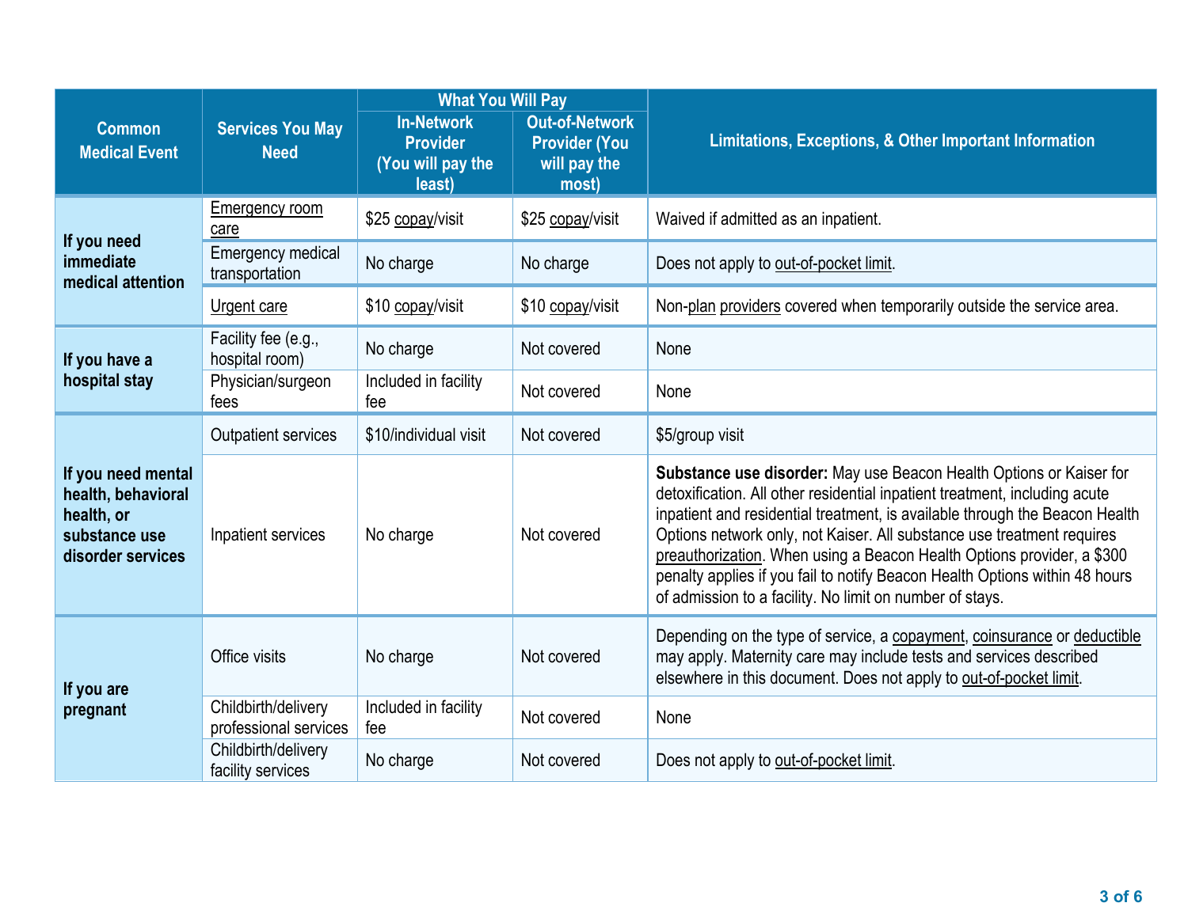| Common Medical Event | Services You May Need | What You Will Pay | | Limitations, Exceptions, & Other Important Information |
|---|---|---|---|---|
| | | In-Network Provider (You will pay the least) | Out-of-Network Provider (You will pay the most) | |
| If you need immediate medical attention | Emergency room care | $25 copay/visit | $25 copay/visit | Waived if admitted as an inpatient. |
| | Emergency medical transportation | No charge | No charge | Does not apply to out-of-pocket limit. |
| | Urgent care | $10 copay/visit | $10 copay/visit | Non-plan providers covered when temporarily outside the service area. |
| If you have a hospital stay | Facility fee (e.g., hospital room) | No charge | Not covered | None |
| | Physician/surgeon fees | Included in facility fee | Not covered | None |
| If you need mental health, behavioral health, or substance use disorder services | Outpatient services | $10/individual visit | Not covered | $5/group visit |
| | Inpatient services | No charge | Not covered | **Substance use disorder:** May use Beacon Health Options or Kaiser for detoxification. All other residential inpatient treatment, including acute inpatient and residential treatment, is available through the Beacon Health Options network only, not Kaiser. All substance use treatment requires preauthorization. When using a Beacon Health Options provider, a $300 penalty applies if you fail to notify Beacon Health Options within 48 hours of admission to a facility. No limit on number of stays. |
| If you are pregnant | Office visits | No charge | Not covered | Depending on the type of service, a copayment, coinsurance or deductible may apply. Maternity care may include tests and services described elsewhere in this document. Does not apply to out-of-pocket limit. |
| | Childbirth/delivery professional services | Included in facility fee | Not covered | None |
| | Childbirth/delivery facility services | No charge | Not covered | Does not apply to out-of-pocket limit. |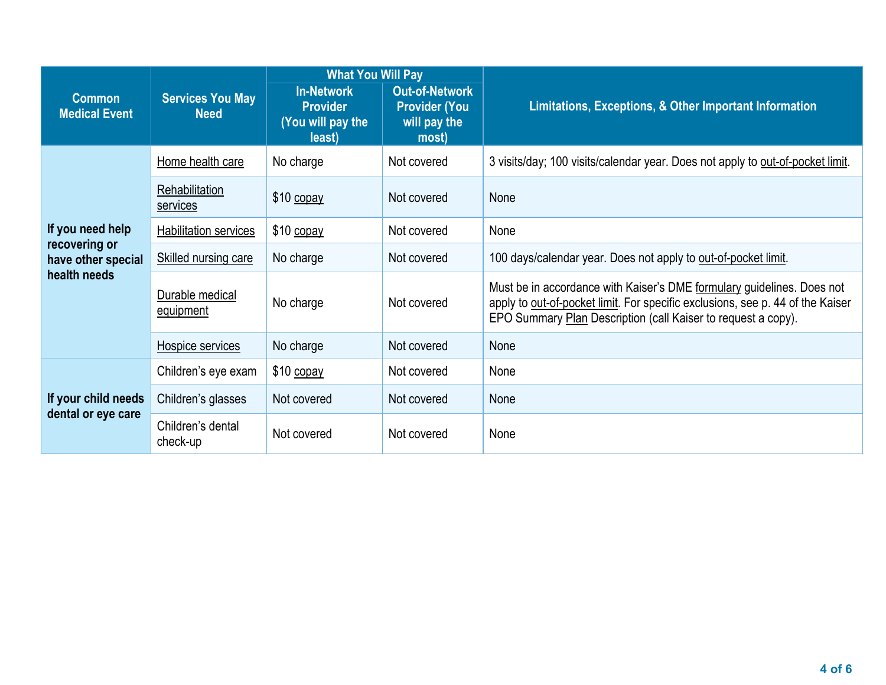| Common Medical Event | Services You May Need | What You Will Pay | | Limitations, Exceptions, & Other Important Information |
|---|---|---|---|---|
| | | In-Network Provider (You will pay the least) | Out-of-Network Provider (You will pay the most) | |
| If you need help recovering or have other special health needs | Home health care | No charge | Not covered | 3 visits/day; 100 visits/calendar year. Does not apply to out-of-pocket limit. |
| | Rehabilitation services | $10 copay | Not covered | None |
| | Habilitation services | $10 copay | Not covered | None |
| | Skilled nursing care | No charge | Not covered | 100 days/calendar year. Does not apply to out-of-pocket limit. |
| | Durable medical equipment | No charge | Not covered | Must be in accordance with Kaiser's DME formulary guidelines. Does not apply to out-of-pocket limit. For specific exclusions, see p. 44 of the Kaiser EPO Summary Plan Description (call Kaiser to request a copy). |
| | Hospice services | No charge | Not covered | None |
| If your child needs dental or eye care | Children's eye exam | $10 copay | Not covered | None |
| | Children's glasses | Not covered | Not covered | None |
| | Children's dental check-up | Not covered | Not covered | None |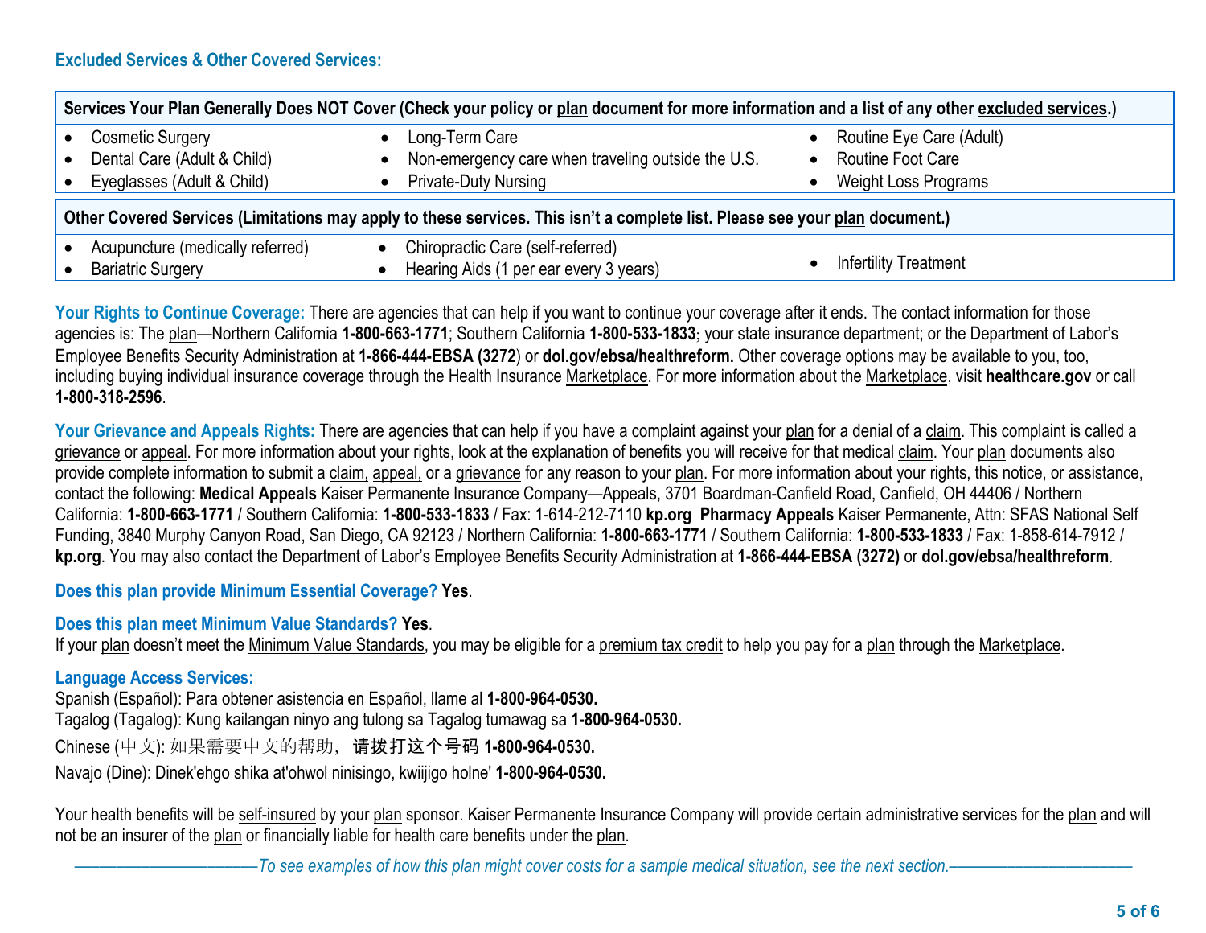### Excluded Services & Other Covered Services:

| Services Your Plan Generally Does NOT Cover (Check your policy or plan document for more information and a list of any other excluded services.) | | |
|---|---|---|
| • Cosmetic Surgery<br>• Dental Care (Adult & Child)<br>• Eyeglasses (Adult & Child) | • Long-Term Care<br>• Non-emergency care when traveling outside the U.S.<br>• Private-Duty Nursing | • Routine Eye Care (Adult)<br>• Routine Foot Care<br>• Weight Loss Programs |

| Other Covered Services (Limitations may apply to these services. This isn't a complete list. Please see your plan document.) | | |
|---|---|---|
| • Acupuncture (medically referred)<br>• Bariatric Surgery | • Chiropractic Care (self-referred)<br>• Hearing Aids (1 per ear every 3 years) | • Infertility Treatment |

**Your Rights to Continue Coverage:** There are agencies that can help if you want to continue your coverage after it ends. The contact information for those agencies is: The plan—Northern California **1-800-663-1771**; Southern California **1-800-533-1833**; your state insurance department; or the Department of Labor's Employee Benefits Security Administration at **1-866-444-EBSA (3272)** or **dol.gov/ebsa/healthreform.** Other coverage options may be available to you, too, including buying individual insurance coverage through the Health Insurance Marketplace. For more information about the Marketplace, visit **healthcare.gov** or call **1-800-318-2596**.

**Your Grievance and Appeals Rights:** There are agencies that can help if you have a complaint against your plan for a denial of a claim. This complaint is called a grievance or appeal. For more information about your rights, look at the explanation of benefits you will receive for that medical claim. Your plan documents also provide complete information to submit a claim, appeal, or a grievance for any reason to your plan. For more information about your rights, this notice, or assistance, contact the following: **Medical Appeals** Kaiser Permanente Insurance Company—Appeals, 3701 Boardman-Canfield Road, Canfield, OH 44406 / Northern California: **1-800-663-1771** / Southern California: **1-800-533-1833** / Fax: 1-614-212-7110 **kp.org** **Pharmacy Appeals** Kaiser Permanente, Attn: SFAS National Self Funding, 3840 Murphy Canyon Road, San Diego, CA 92123 / Northern California: **1-800-663-1771** / Southern California: **1-800-533-1833** / Fax: 1-858-614-7912 / **kp.org**. You may also contact the Department of Labor's Employee Benefits Security Administration at **1-866-444-EBSA (3272)** or **dol.gov/ebsa/healthreform**.

**Does this plan provide Minimum Essential Coverage? Yes**.

**Does this plan meet Minimum Value Standards? Yes**.
If your plan doesn't meet the Minimum Value Standards, you may be eligible for a premium tax credit to help you pay for a plan through the Marketplace.

**Language Access Services:**
Spanish (Español): Para obtener asistencia en Español, llame al **1-800-964-0530.**
Tagalog (Tagalog): Kung kailangan ninyo ang tulong sa Tagalog tumawag sa **1-800-964-0530.**
Chinese (中文): 如果需要中文的帮助，**请拨打这个号码 1-800-964-0530.**
Navajo (Dine): Dinek'ehgo shika at'ohwol ninisingo, kwiijigo holne' **1-800-964-0530.**

Your health benefits will be self-insured by your plan sponsor. Kaiser Permanente Insurance Company will provide certain administrative services for the plan and will not be an insurer of the plan or financially liable for health care benefits under the plan.

*To see examples of how this plan might cover costs for a sample medical situation, see the next section.*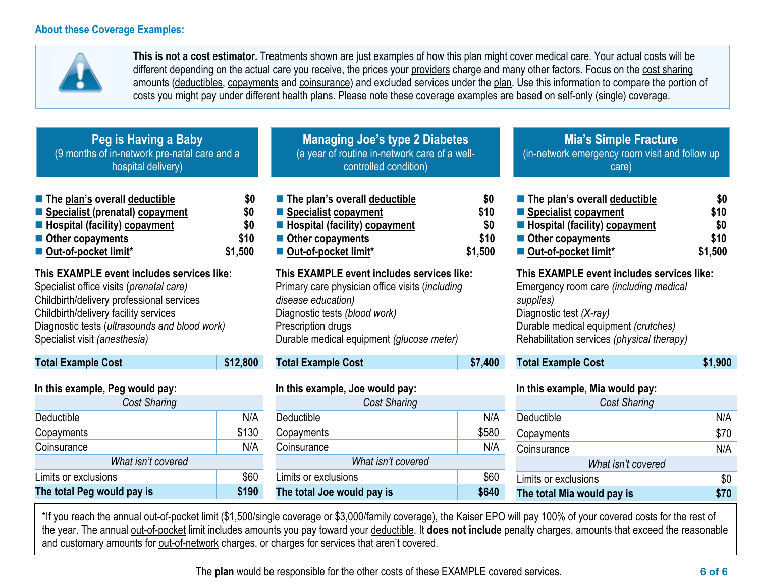## About these Coverage Examples:

**This is not a cost estimator.** Treatments shown are just examples of how this plan might cover medical care. Your actual costs will be different depending on the actual care you receive, the prices your providers charge and many other factors. Focus on the cost sharing amounts (deductibles, copayments and coinsurance) and excluded services under the plan. Use this information to compare the portion of costs you might pay under different health plans. Please note these coverage examples are based on self-only (single) coverage.

### Peg is Having a Baby
(9 months of in-network pre-natal care and a hospital delivery)

- **The plan's overall deductible** **$0**
- **Specialist (prenatal) copayment** **$0**
- **Hospital (facility) copayment** **$0**
- **Other copayments** **$10**
- **Out-of-pocket limit*** **$1,500**

**This EXAMPLE event includes services like:**
Specialist office visits (*prenatal care)*
Childbirth/delivery professional services
Childbirth/delivery facility services
Diagnostic tests (*ultrasounds and blood work)*
Specialist visit *(anesthesia)*

| | |
|---|---|
| **Total Example Cost** | **$12,800** |

**In this example, Peg would pay:**

| | |
|---|---|
| *Cost Sharing* | |
| Deductible | N/A |
| Copayments | $130 |
| Coinsurance | N/A |
| *What isn't covered* | |
| Limits or exclusions | $60 |
| **The total Peg would pay is** | **$190** |

### Managing Joe's type 2 Diabetes
(a year of routine in-network care of a well-controlled condition)

- **The plan's overall deductible** **$0**
- **Specialist copayment** **$10**
- **Hospital (facility) copayment** **$0**
- **Other copayments** **$10**
- **Out-of-pocket limit*** **$1,500**

**This EXAMPLE event includes services like:**
Primary care physician office visits (*including disease education)*
Diagnostic tests *(blood work)*
Prescription drugs
Durable medical equipment *(glucose meter)*

| | |
|---|---|
| **Total Example Cost** | **$7,400** |

**In this example, Joe would pay:**

| | |
|---|---|
| *Cost Sharing* | |
| Deductible | N/A |
| Copayments | $580 |
| Coinsurance | N/A |
| *What isn't covered* | |
| Limits or exclusions | $60 |
| **The total Joe would pay is** | **$640** |

### Mia's Simple Fracture
(in-network emergency room visit and follow up care)

- **The plan's overall deductible** **$0**
- **Specialist copayment** **$10**
- **Hospital (facility) copayment** **$0**
- **Other copayments** **$10**
- **Out-of-pocket limit*** **$1,500**

**This EXAMPLE event includes services like:**
Emergency room care *(including medical supplies)*
Diagnostic test *(X-ray)*
Durable medical equipment *(crutches)*
Rehabilitation services *(physical therapy)*

| | |
|---|---|
| **Total Example Cost** | **$1,900** |

**In this example, Mia would pay:**

| | |
|---|---|
| *Cost Sharing* | |
| Deductible | N/A |
| Copayments | $70 |
| Coinsurance | N/A |
| *What isn't covered* | |
| Limits or exclusions | $0 |
| **The total Mia would pay is** | **$70** |

*If you reach the annual out-of-pocket limit ($1,500/single coverage or $3,000/family coverage), the Kaiser EPO will pay 100% of your covered costs for the rest of the year. The annual out-of-pocket limit includes amounts you pay toward your deductible. It **does not include** penalty charges, amounts that exceed the reasonable and customary amounts for out-of-network charges, or charges for services that aren't covered.

The **plan** would be responsible for the other costs of these EXAMPLE covered services.